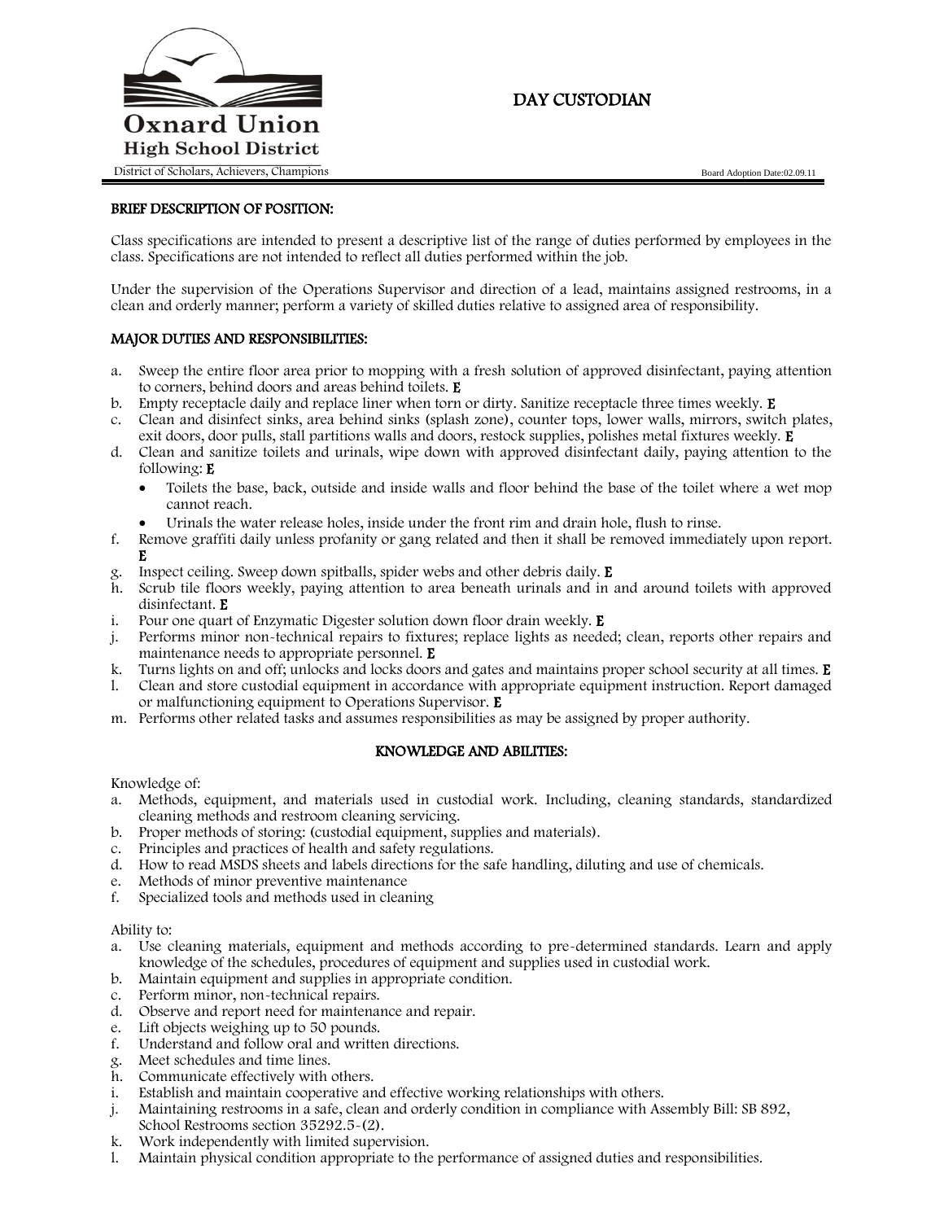Oxnard Union High School District

District of Scholars, Achievers, Champions

# DAY CUSTODIAN

Board Adoption Date:02.09.11

## BRIEF DESCRIPTION OF POSITION:

Class specifications are intended to present a descriptive list of the range of duties performed by employees in the class. Specifications are not intended to reflect all duties performed within the job.

Under the supervision of the Operations Supervisor and direction of a lead, maintains assigned restrooms, in a clean and orderly manner; perform a variety of skilled duties relative to assigned area of responsibility.

## MAJOR DUTIES AND RESPONSIBILITIES:

a. Sweep the entire floor area prior to mopping with a fresh solution of approved disinfectant, paying attention to corners, behind doors and areas behind toilets. **E**
b. Empty receptacle daily and replace liner when torn or dirty. Sanitize receptacle three times weekly. **E**
c. Clean and disinfect sinks, area behind sinks (splash zone), counter tops, lower walls, mirrors, switch plates, exit doors, door pulls, stall partitions walls and doors, restock supplies, polishes metal fixtures weekly. **E**
d. Clean and sanitize toilets and urinals, wipe down with approved disinfectant daily, paying attention to the following: **E**
   - Toilets the base, back, outside and inside walls and floor behind the base of the toilet where a wet mop cannot reach.
   - Urinals the water release holes, inside under the front rim and drain hole, flush to rinse.
f. Remove graffiti daily unless profanity or gang related and then it shall be removed immediately upon report. **E**
g. Inspect ceiling. Sweep down spitballs, spider webs and other debris daily. **E**
h. Scrub tile floors weekly, paying attention to area beneath urinals and in and around toilets with approved disinfectant. **E**
i. Pour one quart of Enzymatic Digester solution down floor drain weekly. **E**
j. Performs minor non-technical repairs to fixtures; replace lights as needed; clean, reports other repairs and maintenance needs to appropriate personnel. **E**
k. Turns lights on and off; unlocks and locks doors and gates and maintains proper school security at all times. **E**
l. Clean and store custodial equipment in accordance with appropriate equipment instruction. Report damaged or malfunctioning equipment to Operations Supervisor. **E**
m. Performs other related tasks and assumes responsibilities as may be assigned by proper authority.

## KNOWLEDGE AND ABILITIES:

Knowledge of:

a. Methods, equipment, and materials used in custodial work. Including, cleaning standards, standardized cleaning methods and restroom cleaning servicing.
b. Proper methods of storing: (custodial equipment, supplies and materials).
c. Principles and practices of health and safety regulations.
d. How to read MSDS sheets and labels directions for the safe handling, diluting and use of chemicals.
e. Methods of minor preventive maintenance
f. Specialized tools and methods used in cleaning

Ability to:

a. Use cleaning materials, equipment and methods according to pre-determined standards. Learn and apply knowledge of the schedules, procedures of equipment and supplies used in custodial work.
b. Maintain equipment and supplies in appropriate condition.
c. Perform minor, non-technical repairs.
d. Observe and report need for maintenance and repair.
e. Lift objects weighing up to 50 pounds.
f. Understand and follow oral and written directions.
g. Meet schedules and time lines.
h. Communicate effectively with others.
i. Establish and maintain cooperative and effective working relationships with others.
j. Maintaining restrooms in a safe, clean and orderly condition in compliance with Assembly Bill: SB 892, School Restrooms section 35292.5-(2).
k. Work independently with limited supervision.
l. Maintain physical condition appropriate to the performance of assigned duties and responsibilities.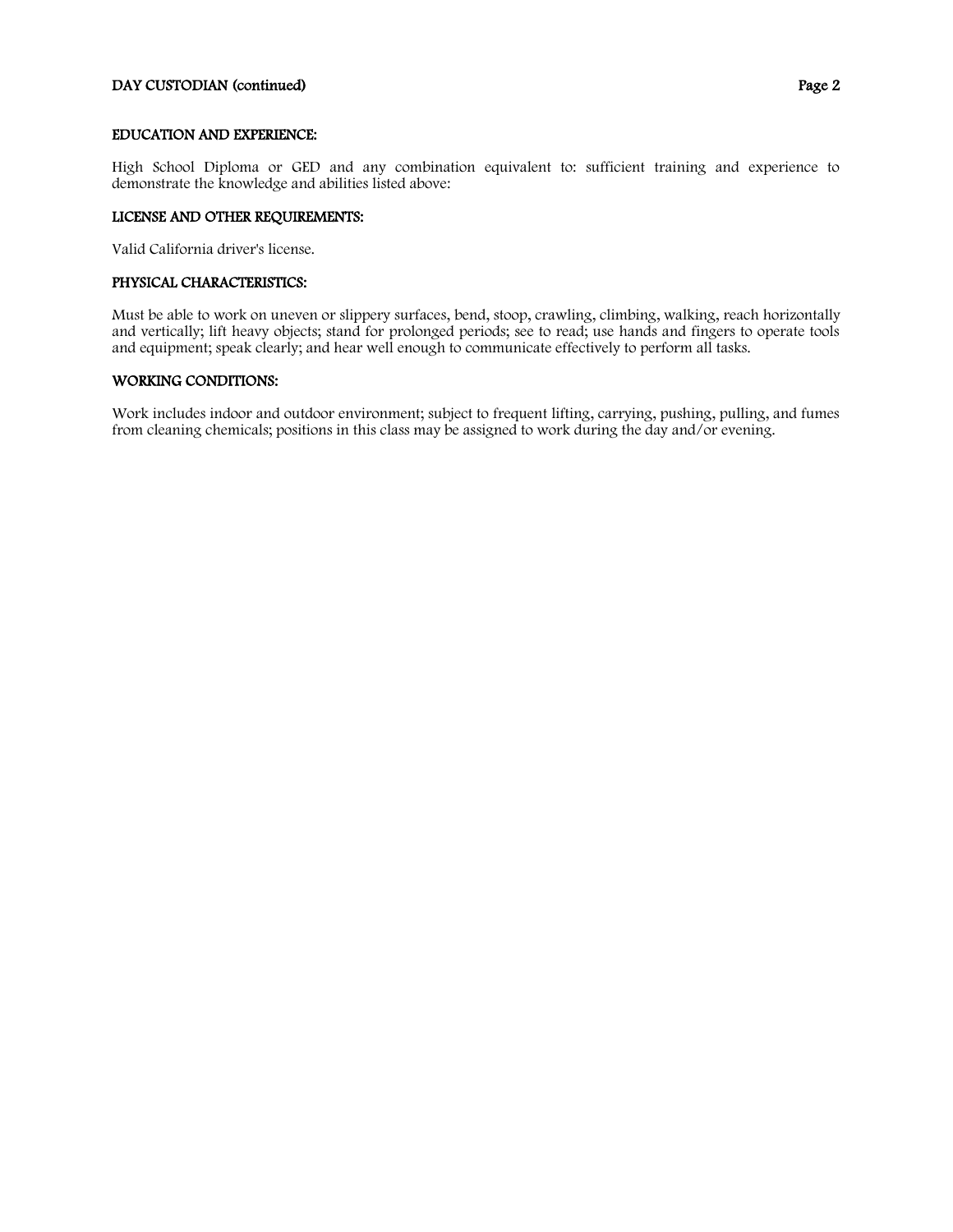## EDUCATION AND EXPERIENCE:

High School Diploma or GED and any combination equivalent to: sufficient training and experience to demonstrate the knowledge and abilities listed above:

## LICENSE AND OTHER REQUIREMENTS:

Valid California driver's license.

## PHYSICAL CHARACTERISTICS:

Must be able to work on uneven or slippery surfaces, bend, stoop, crawling, climbing, walking, reach horizontally and vertically; lift heavy objects; stand for prolonged periods; see to read; use hands and fingers to operate tools and equipment; speak clearly; and hear well enough to communicate effectively to perform all tasks.

## WORKING CONDITIONS:

Work includes indoor and outdoor environment; subject to frequent lifting, carrying, pushing, pulling, and fumes from cleaning chemicals; positions in this class may be assigned to work during the day and/or evening.